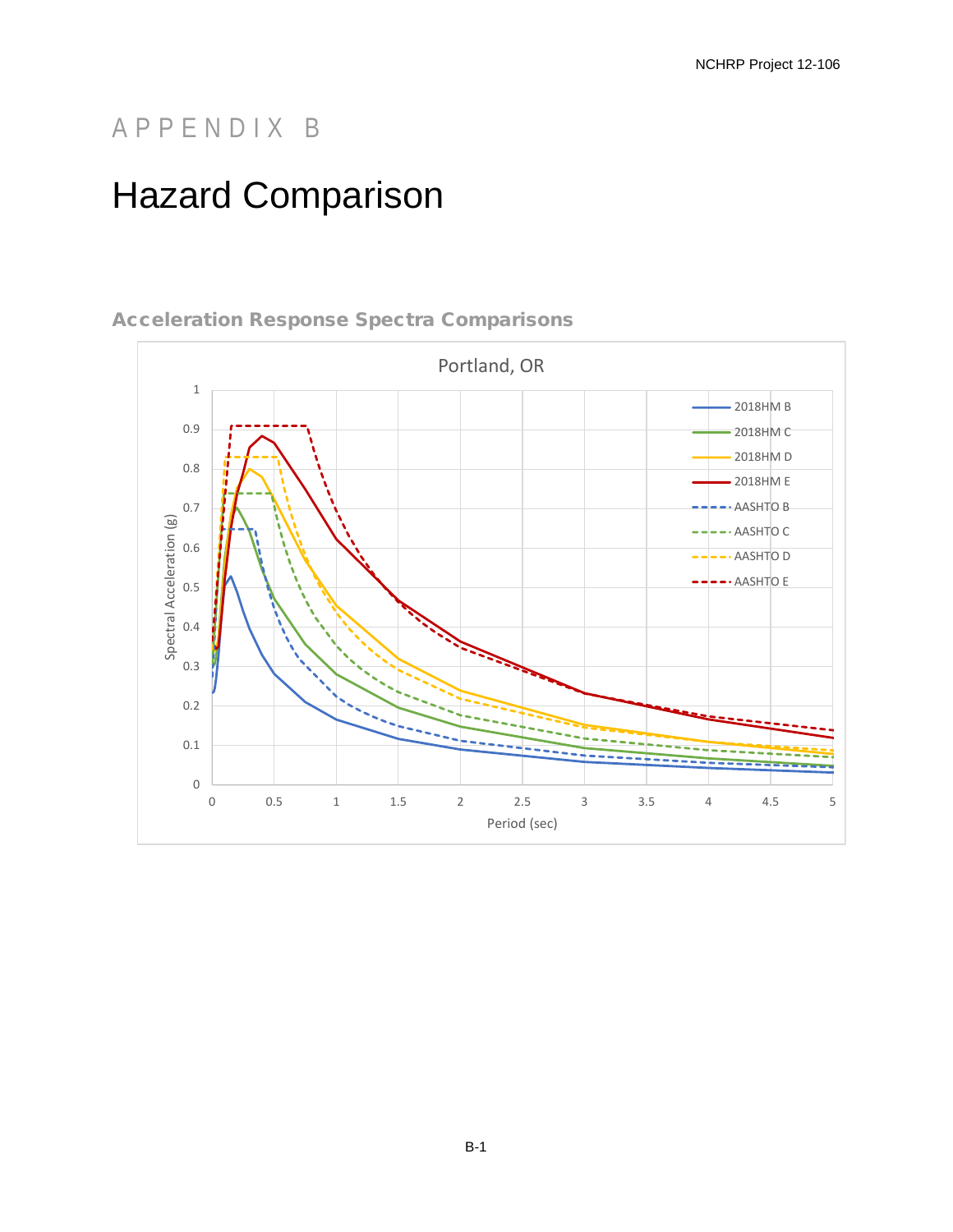# APPENDIX B

# Hazard Comparison

### Acceleration Response Spectra Comparisons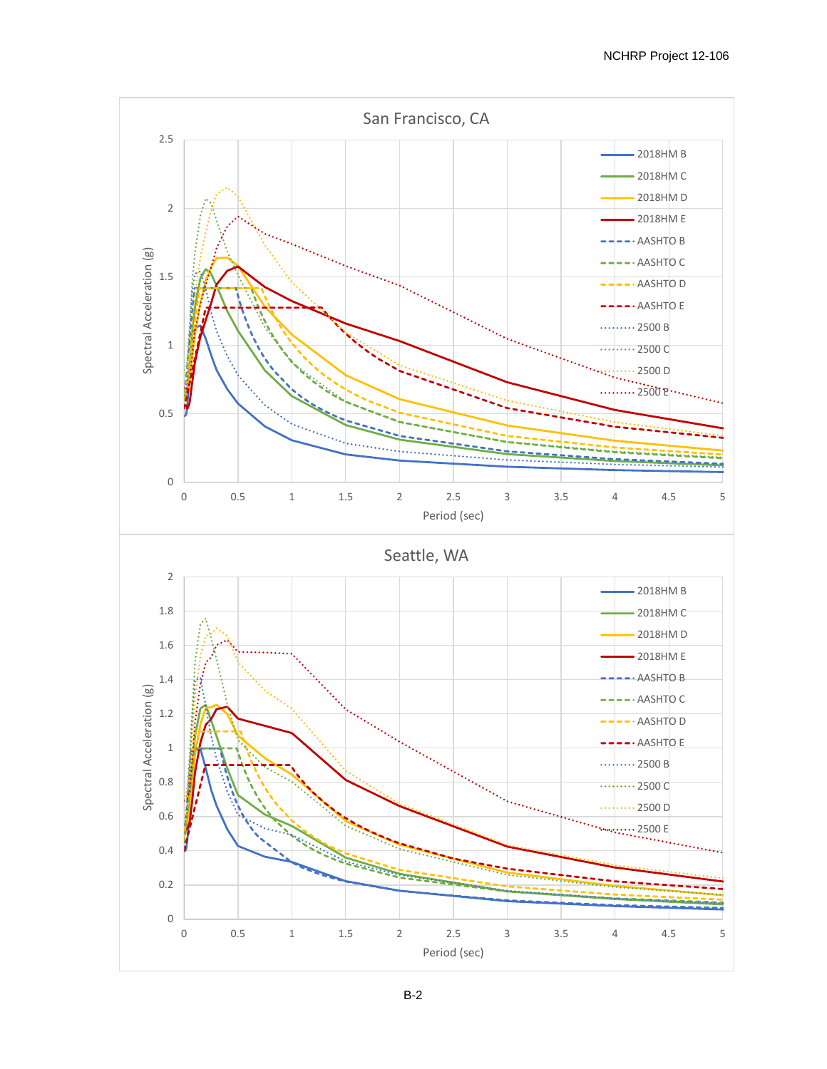## San Francisco, CA

Spectral Acceleration (g) vs. Period (sec)

Y-axis: 0, 0.5, 1, 1.5, 2, 2.5

X-axis: 0, 0.5, 1, 1.5, 2, 2.5, 3, 3.5, 4, 4.5, 5

Legend:
- 2018HM B
- 2018HM C
- 2018HM D
- 2018HM E
- AASHTO B
- AASHTO C
- AASHTO D
- AASHTO E
- 2500 B
- 2500 C
- 2500 D
- 2500 E

## Seattle, WA

Spectral Acceleration (g) vs. Period (sec)

Y-axis: 0, 0.2, 0.4, 0.6, 0.8, 1, 1.2, 1.4, 1.6, 1.8, 2

X-axis: 0, 0.5, 1, 1.5, 2, 2.5, 3, 3.5, 4, 4.5, 5

Legend:
- 2018HM B
- 2018HM C
- 2018HM D
- 2018HM E
- AASHTO B
- AASHTO C
- AASHTO D
- AASHTO E
- 2500 B
- 2500 C
- 2500 D
- 2500 E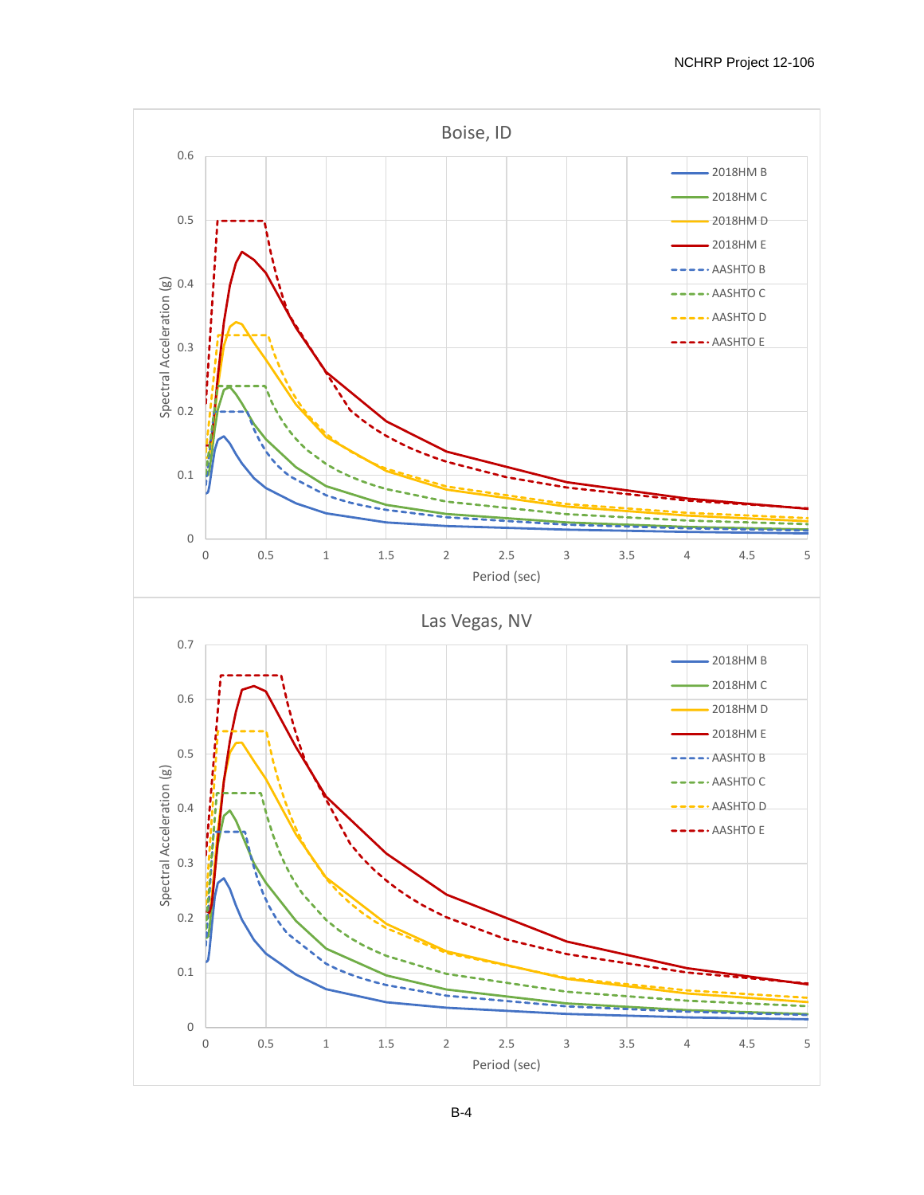Boise, ID

Spectral Acceleration (g)

Period (sec)

2018HM B
2018HM C
2018HM D
2018HM E
AASHTO B
AASHTO C
AASHTO D
AASHTO E

Las Vegas, NV

Spectral Acceleration (g)

Period (sec)

2018HM B
2018HM C
2018HM D
2018HM E
AASHTO B
AASHTO C
AASHTO D
AASHTO E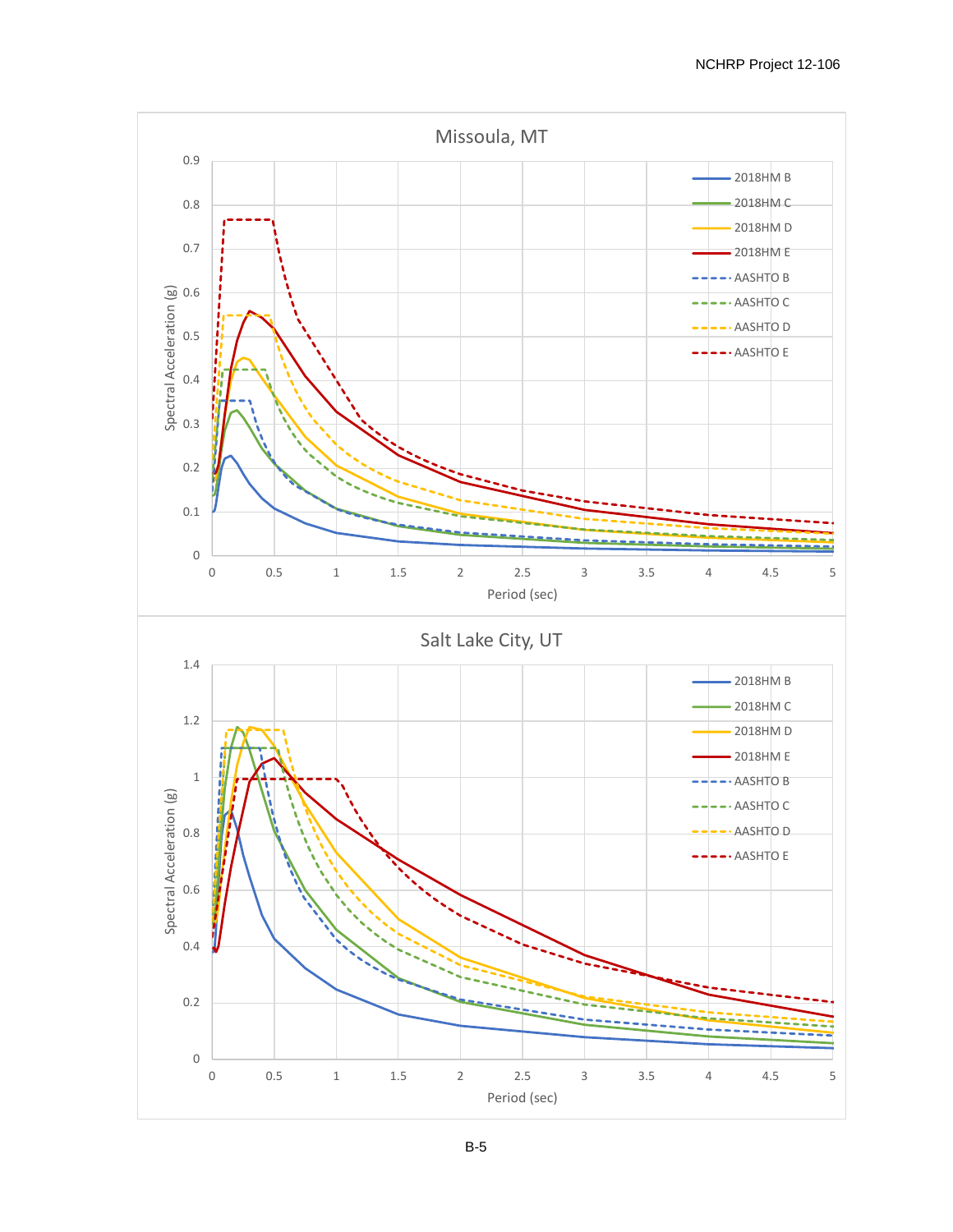## Missoula, MT

Spectral Acceleration (g) vs. Period (sec)

Legend: 2018HM B, 2018HM C, 2018HM D, 2018HM E, AASHTO B, AASHTO C, AASHTO D, AASHTO E

## Salt Lake City, UT

Spectral Acceleration (g) vs. Period (sec)

Legend: 2018HM B, 2018HM C, 2018HM D, 2018HM E, AASHTO B, AASHTO C, AASHTO D, AASHTO E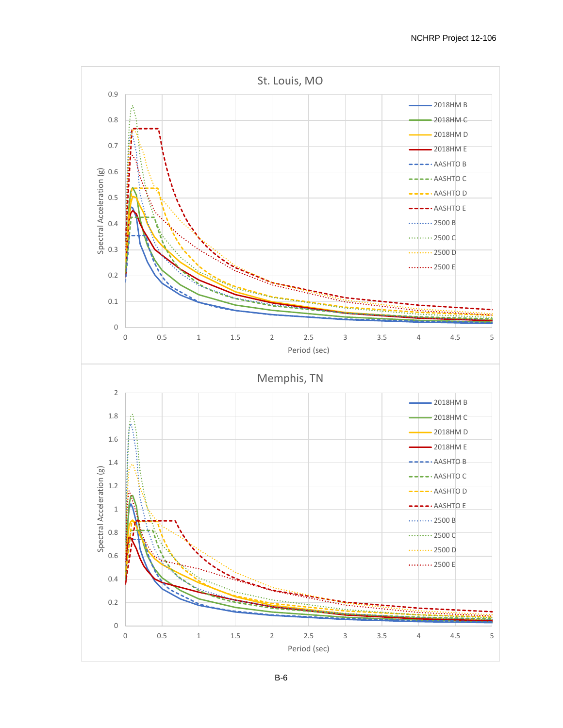## St. Louis, MO

Spectral Acceleration (g) vs. Period (sec)

- 2018HM B
- 2018HM C
- 2018HM D
- 2018HM E
- AASHTO B
- AASHTO C
- AASHTO D
- AASHTO E
- 2500 B
- 2500 C
- 2500 D
- 2500 E

## Memphis, TN

Spectral Acceleration (g) vs. Period (sec)

- 2018HM B
- 2018HM C
- 2018HM D
- 2018HM E
- AASHTO B
- AASHTO C
- AASHTO D
- AASHTO E
- 2500 B
- 2500 C
- 2500 D
- 2500 E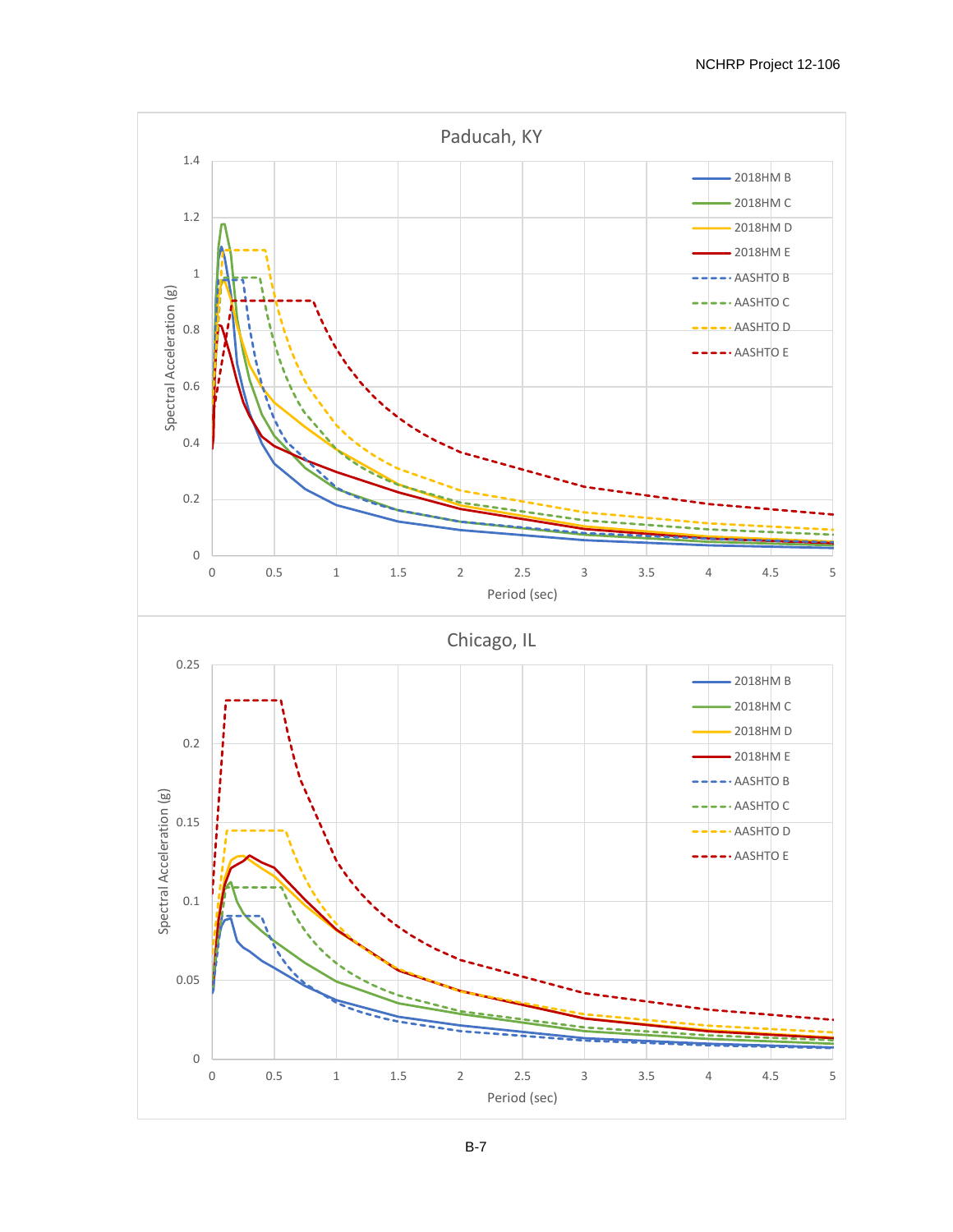## Paducah, KY

Spectral Acceleration (g) vs. Period (sec)

Legend: 2018HM B, 2018HM C, 2018HM D, 2018HM E, AASHTO B, AASHTO C, AASHTO D, AASHTO E

## Chicago, IL

Spectral Acceleration (g) vs. Period (sec)

Legend: 2018HM B, 2018HM C, 2018HM D, 2018HM E, AASHTO B, AASHTO C, AASHTO D, AASHTO E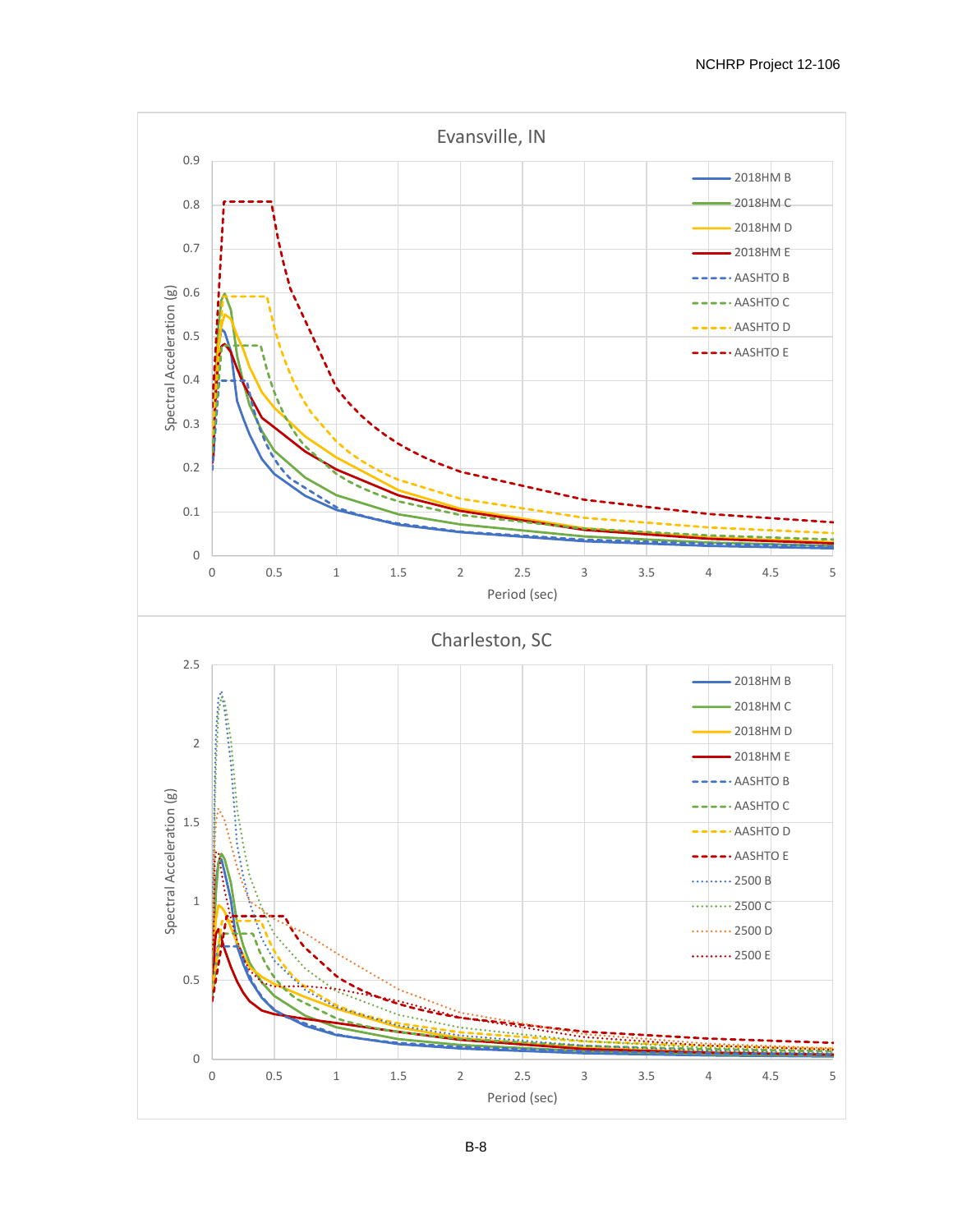### Evansville, IN

Spectral Acceleration (g) vs. Period (sec)

Legend: 2018HM B, 2018HM C, 2018HM D, 2018HM E, AASHTO B, AASHTO C, AASHTO D, AASHTO E

### Charleston, SC

Spectral Acceleration (g) vs. Period (sec)

Legend: 2018HM B, 2018HM C, 2018HM D, 2018HM E, AASHTO B, AASHTO C, AASHTO D, AASHTO E, 2500 B, 2500 C, 2500 D, 2500 E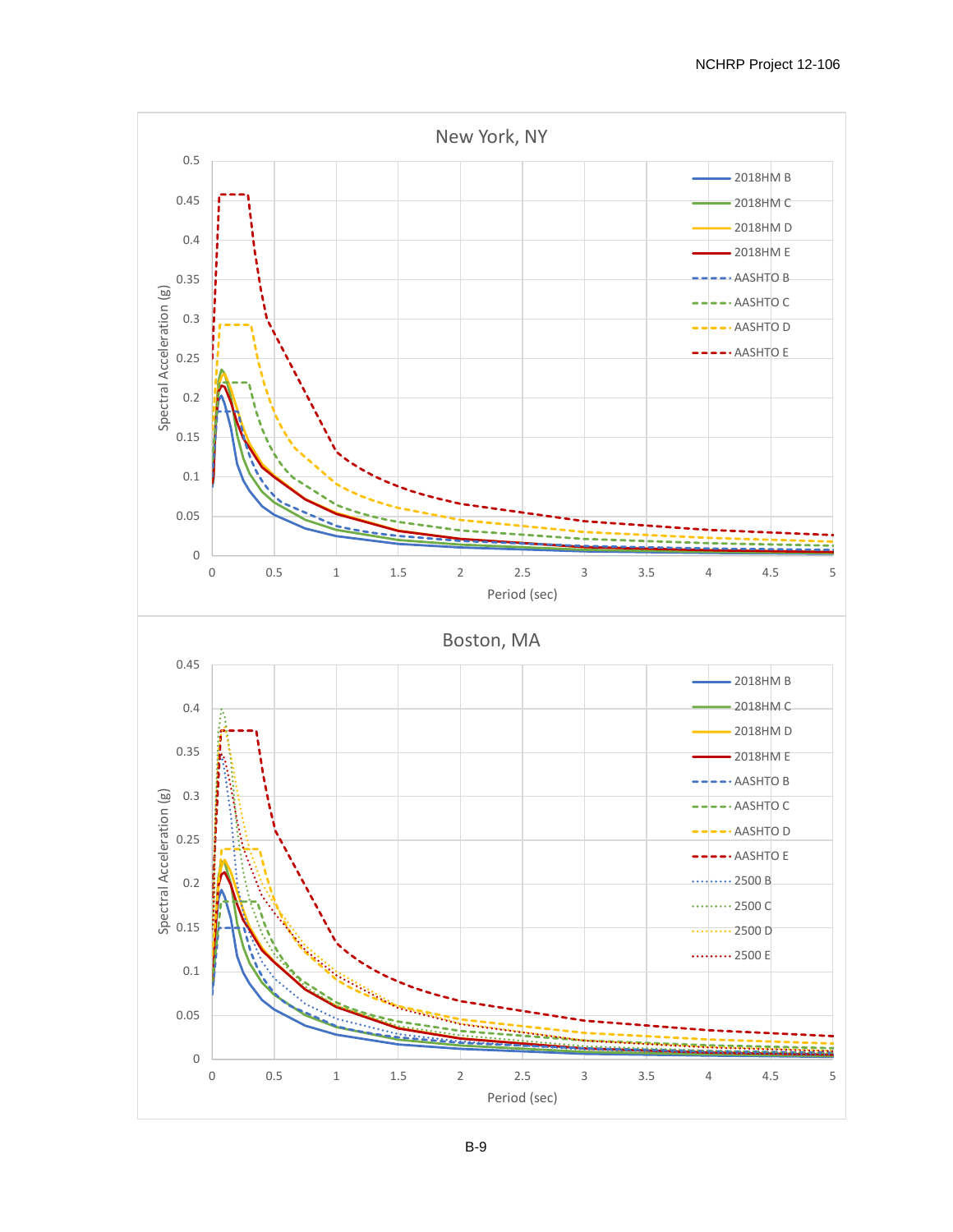**New York, NY**

Spectral Acceleration (g) vs. Period (sec)

Legend: 2018HM B, 2018HM C, 2018HM D, 2018HM E, AASHTO B, AASHTO C, AASHTO D, AASHTO E

**Boston, MA**

Spectral Acceleration (g) vs. Period (sec)

Legend: 2018HM B, 2018HM C, 2018HM D, 2018HM E, AASHTO B, AASHTO C, AASHTO D, AASHTO E, 2500 B, 2500 C, 2500 D, 2500 E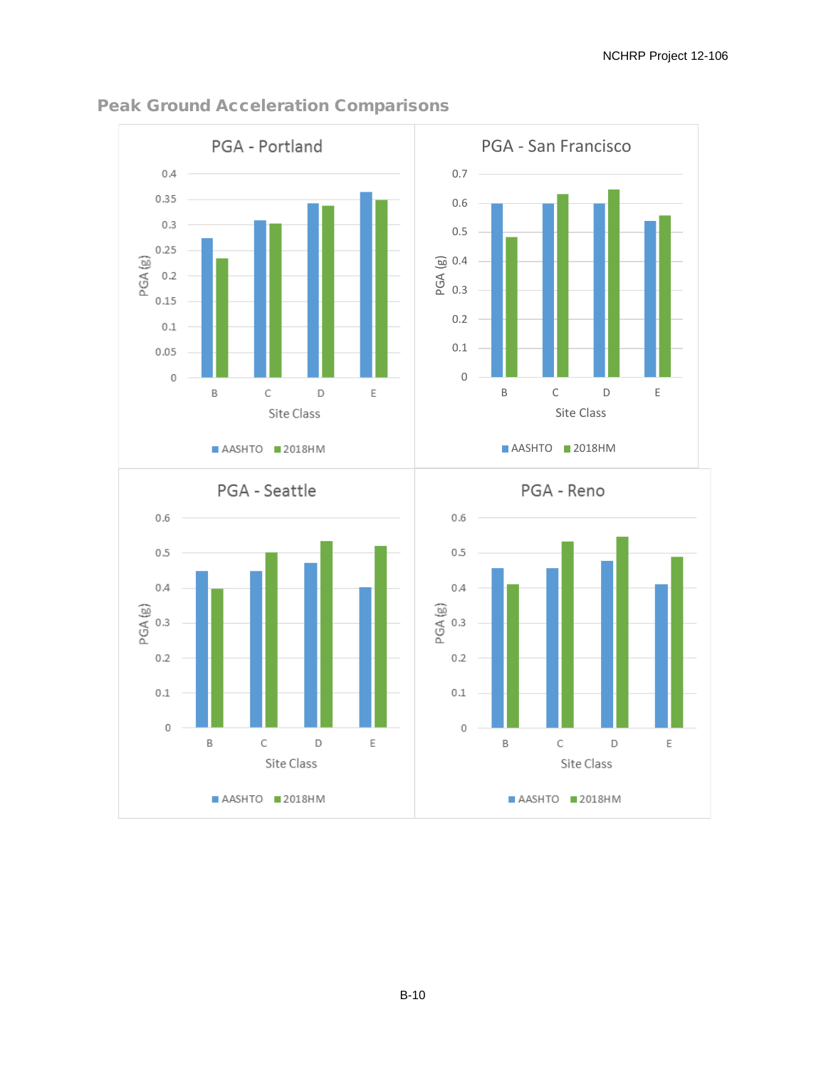## Peak Ground Acceleration Comparisons

PGA - Portland

PGA (g)

Site Class

AASHTO 2018HM

PGA - San Francisco

PGA (g)

Site Class

AASHTO 2018HM

PGA - Seattle

PGA (g)

Site Class

AASHTO 2018HM

PGA - Reno

PGA (g)

Site Class

AASHTO 2018HM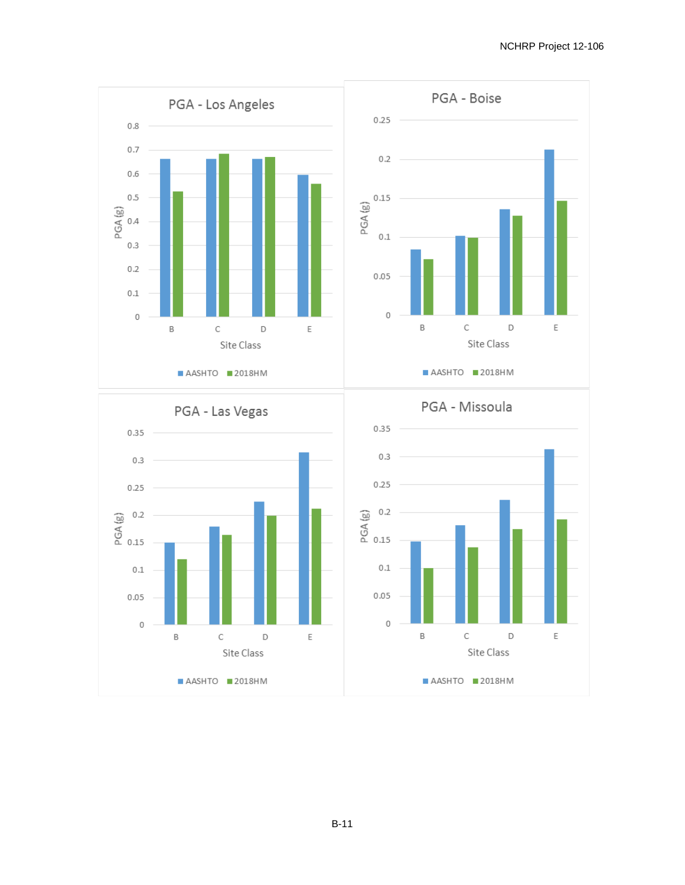## PGA - Los Angeles

PGA (g)

Site Class: B, C, D, E

■ AASHTO ■ 2018HM

## PGA - Boise

PGA (g)

Site Class: B, C, D, E

■ AASHTO ■ 2018HM

## PGA - Las Vegas

PGA (g)

Site Class: B, C, D, E

■ AASHTO ■ 2018HM

## PGA - Missoula

PGA (g)

Site Class: B, C, D, E

■ AASHTO ■ 2018HM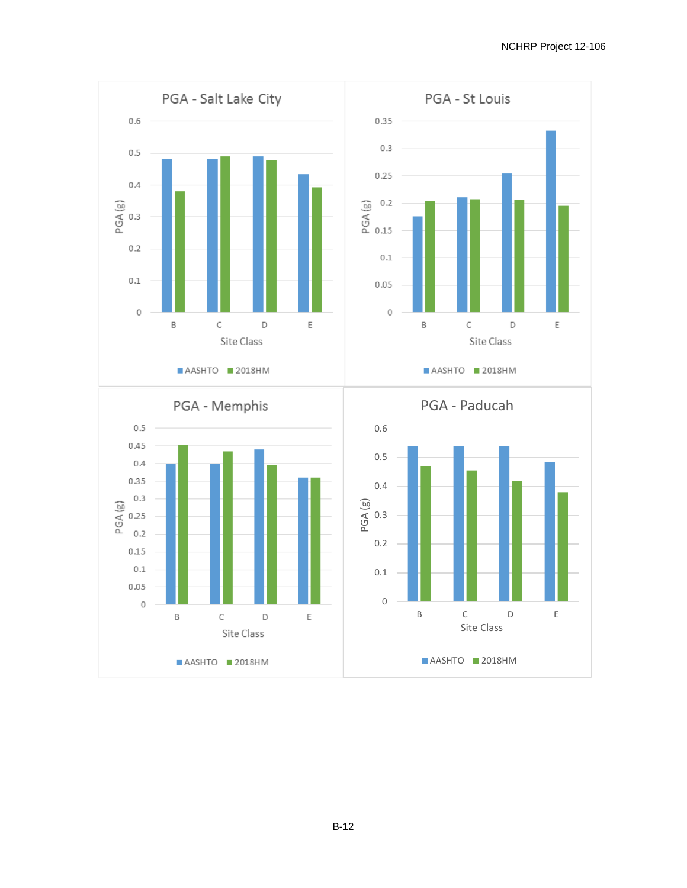**PGA - Salt Lake City**

PGA (g) vs. Site Class (B, C, D, E)

AASHTO | 2018HM

**PGA - St Louis**

PGA (g) vs. Site Class (B, C, D, E)

AASHTO | 2018HM

**PGA - Memphis**

PGA (g) vs. Site Class (B, C, D, E)

AASHTO | 2018HM

**PGA - Paducah**

PGA (g) vs. Site Class (B, C, D, E)

AASHTO | 2018HM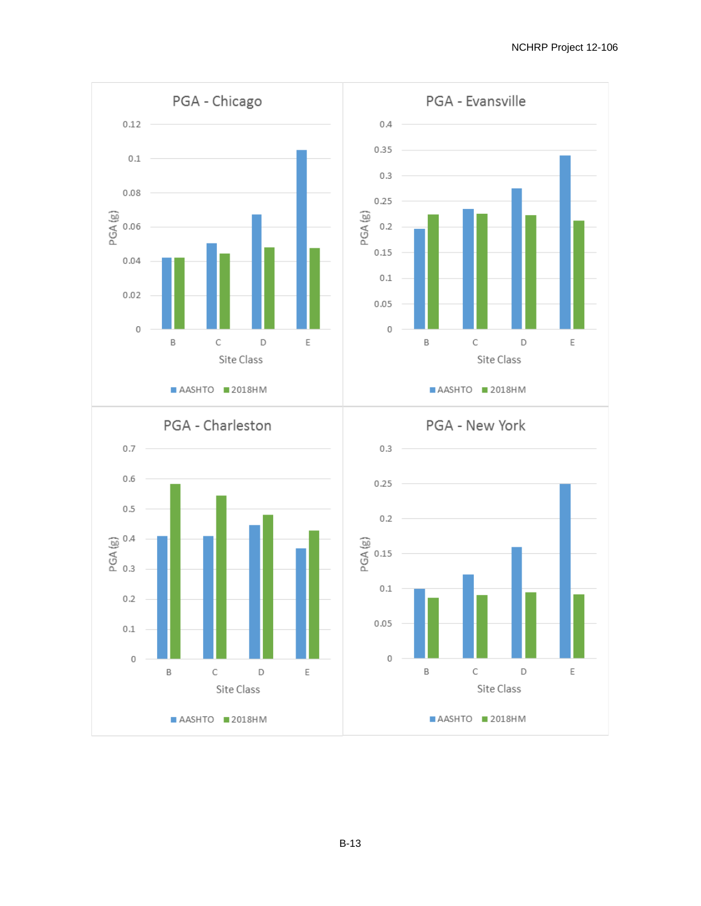PGA - Chicago

PGA - Evansville

PGA - Charleston

PGA - New York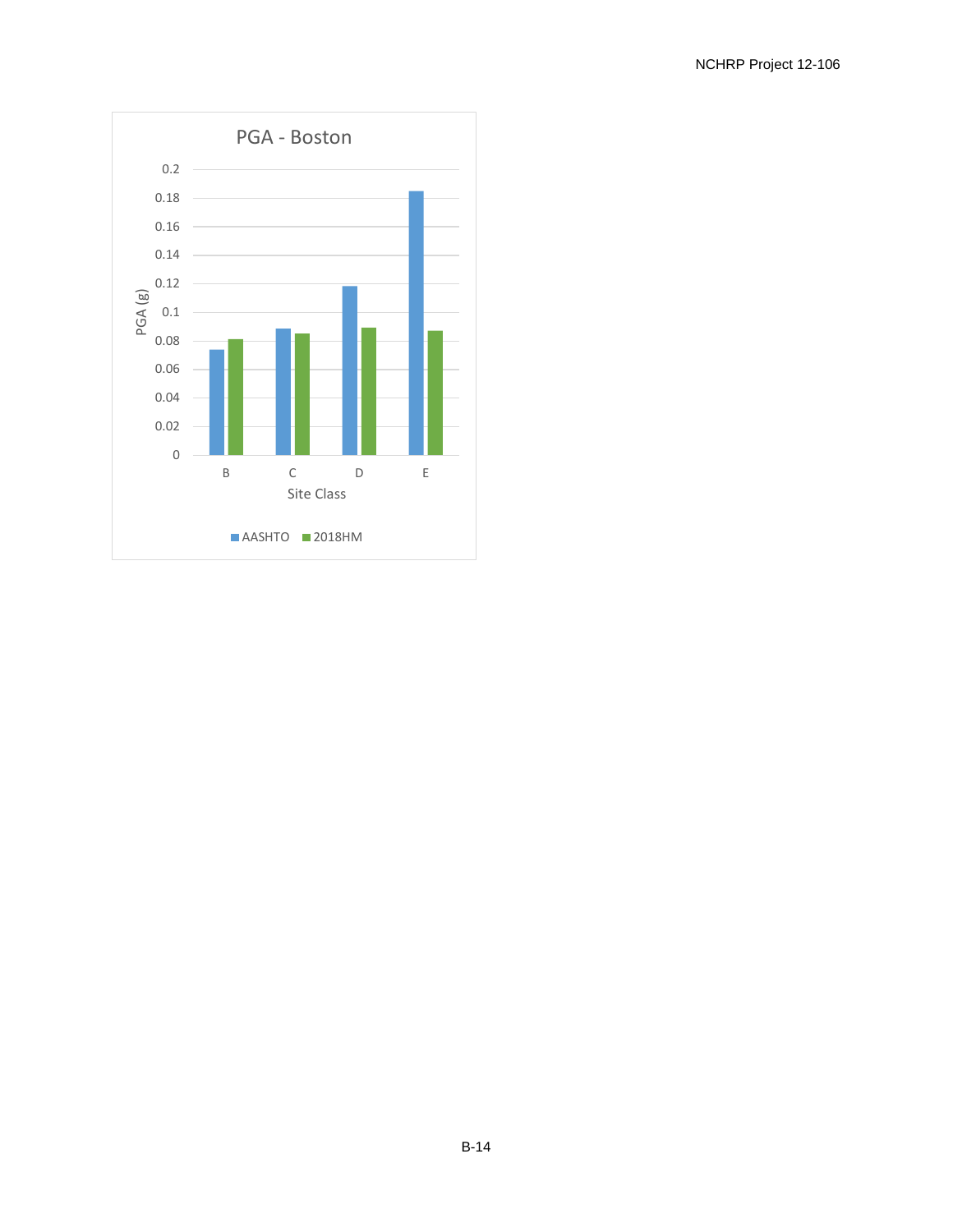PGA - Boston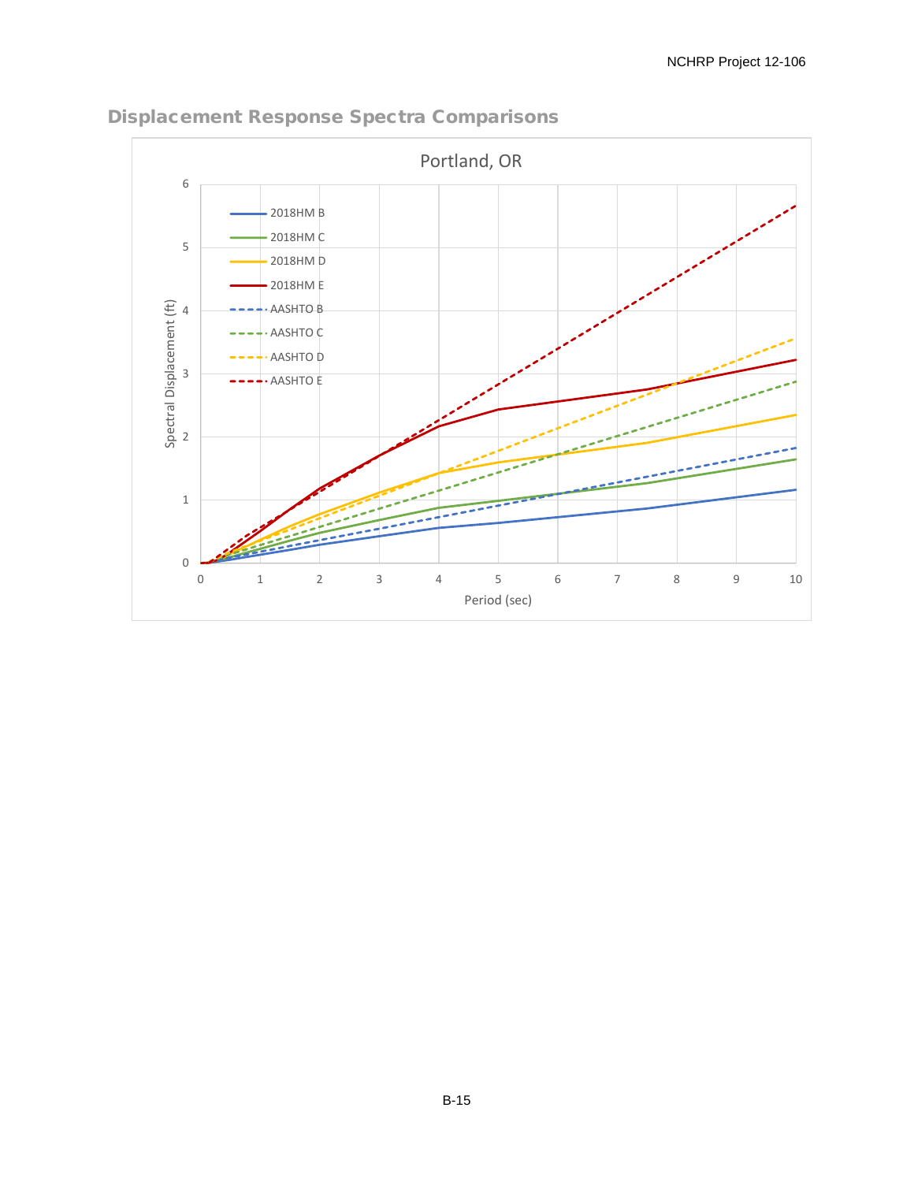## Displacement Response Spectra Comparisons

Portland, OR

| | |
|---|---|
| Y-axis | Spectral Displacement (ft) |
| X-axis | Period (sec) |

Legend: 2018HM B, 2018HM C, 2018HM D, 2018HM E, AASHTO B, AASHTO C, AASHTO D, AASHTO E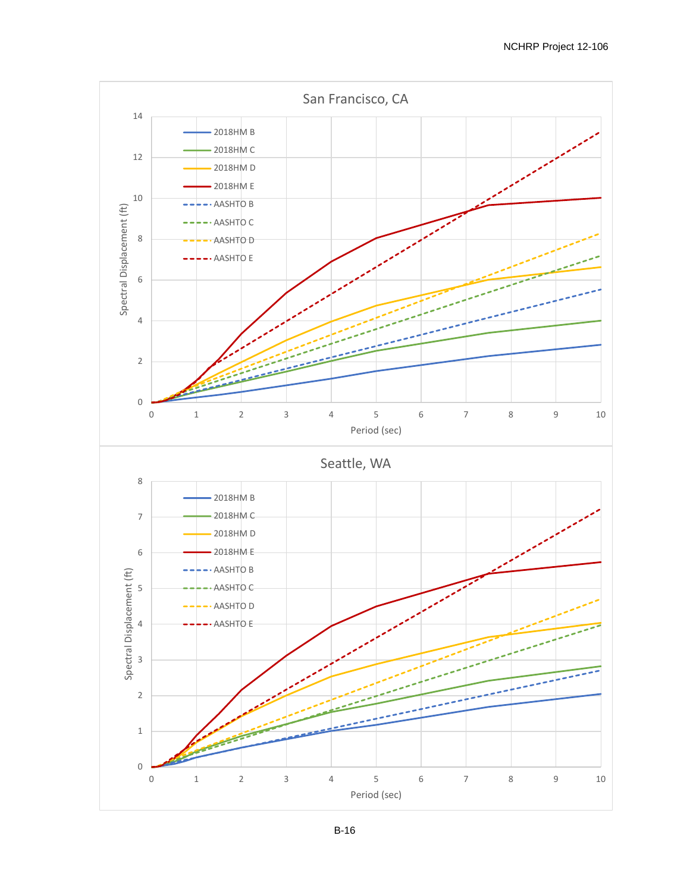San Francisco, CA

Spectral Displacement (ft)

Period (sec)

- 2018HM B
- 2018HM C
- 2018HM D
- 2018HM E
- AASHTO B
- AASHTO C
- AASHTO D
- AASHTO E

Seattle, WA

Spectral Displacement (ft)

Period (sec)

- 2018HM B
- 2018HM C
- 2018HM D
- 2018HM E
- AASHTO B
- AASHTO C
- AASHTO D
- AASHTO E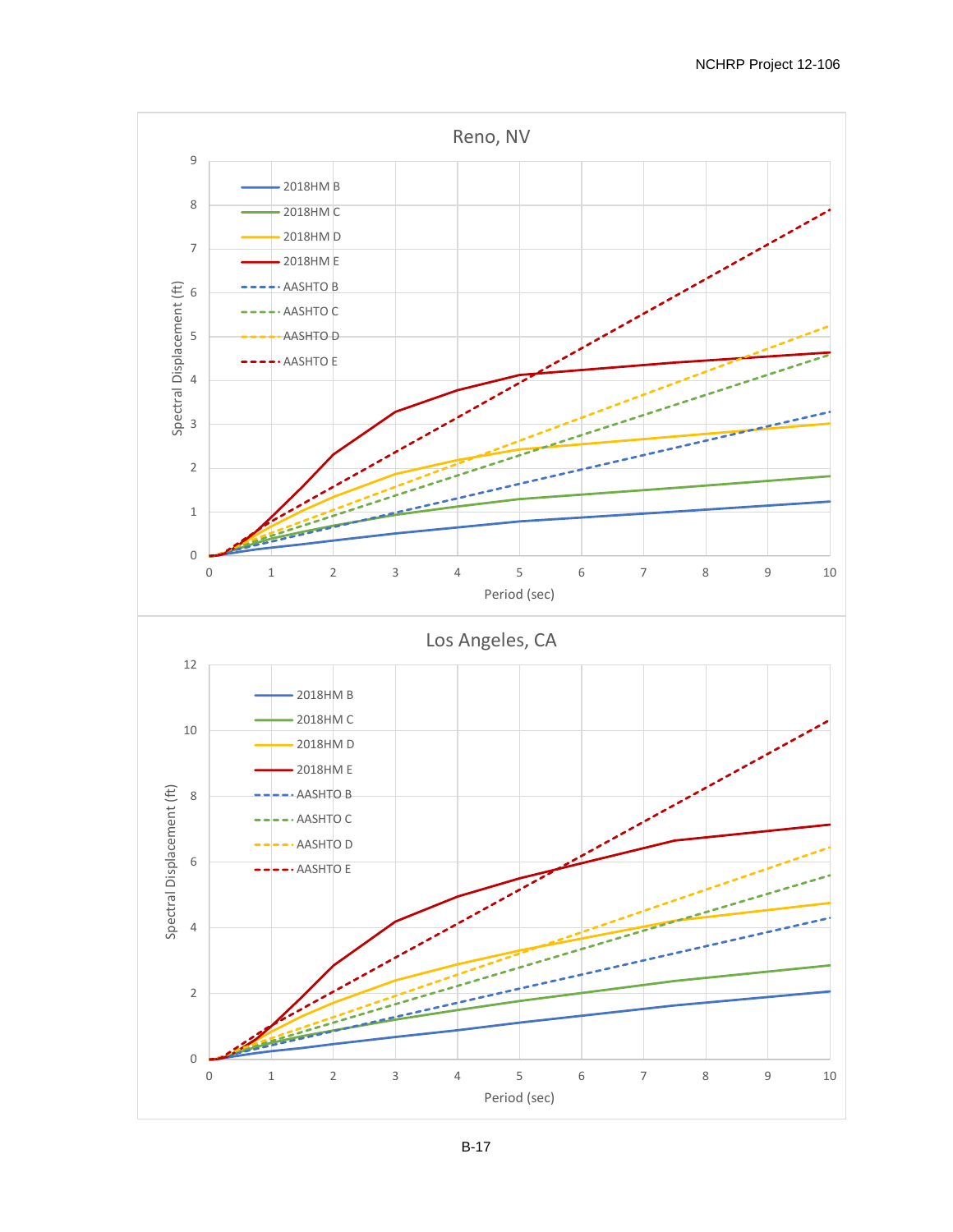## Reno, NV

Spectral Displacement (ft) vs. Period (sec)

Legend: 2018HM B, 2018HM C, 2018HM D, 2018HM E, AASHTO B, AASHTO C, AASHTO D, AASHTO E

## Los Angeles, CA

Spectral Displacement (ft) vs. Period (sec)

Legend: 2018HM B, 2018HM C, 2018HM D, 2018HM E, AASHTO B, AASHTO C, AASHTO D, AASHTO E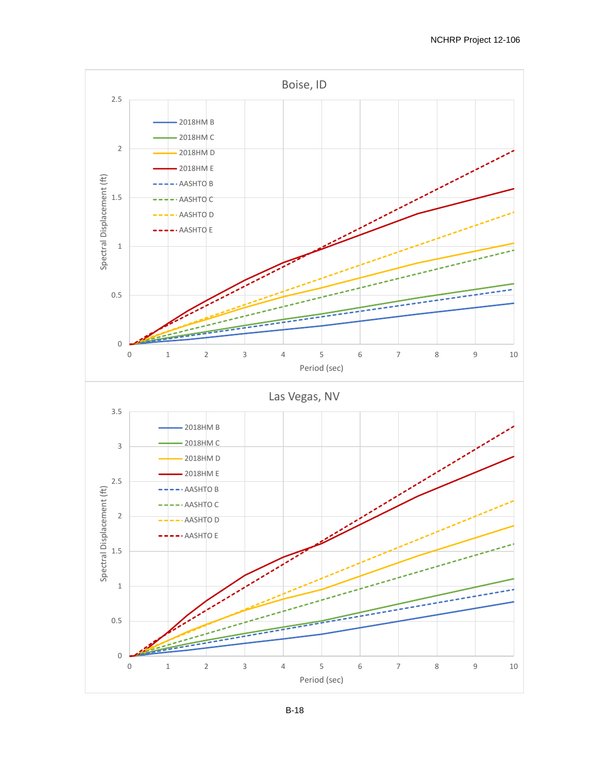Boise, ID

Spectral Displacement (ft)

2.5
2
1.5
1
0.5
0

0 1 2 3 4 5 6 7 8 9 10

Period (sec)

2018HM B
2018HM C
2018HM D
2018HM E
AASHTO B
AASHTO C
AASHTO D
AASHTO E

Las Vegas, NV

Spectral Displacement (ft)

3.5
3
2.5
2
1.5
1
0.5
0

0 1 2 3 4 5 6 7 8 9 10

Period (sec)

2018HM B
2018HM C
2018HM D
2018HM E
AASHTO B
AASHTO C
AASHTO D
AASHTO E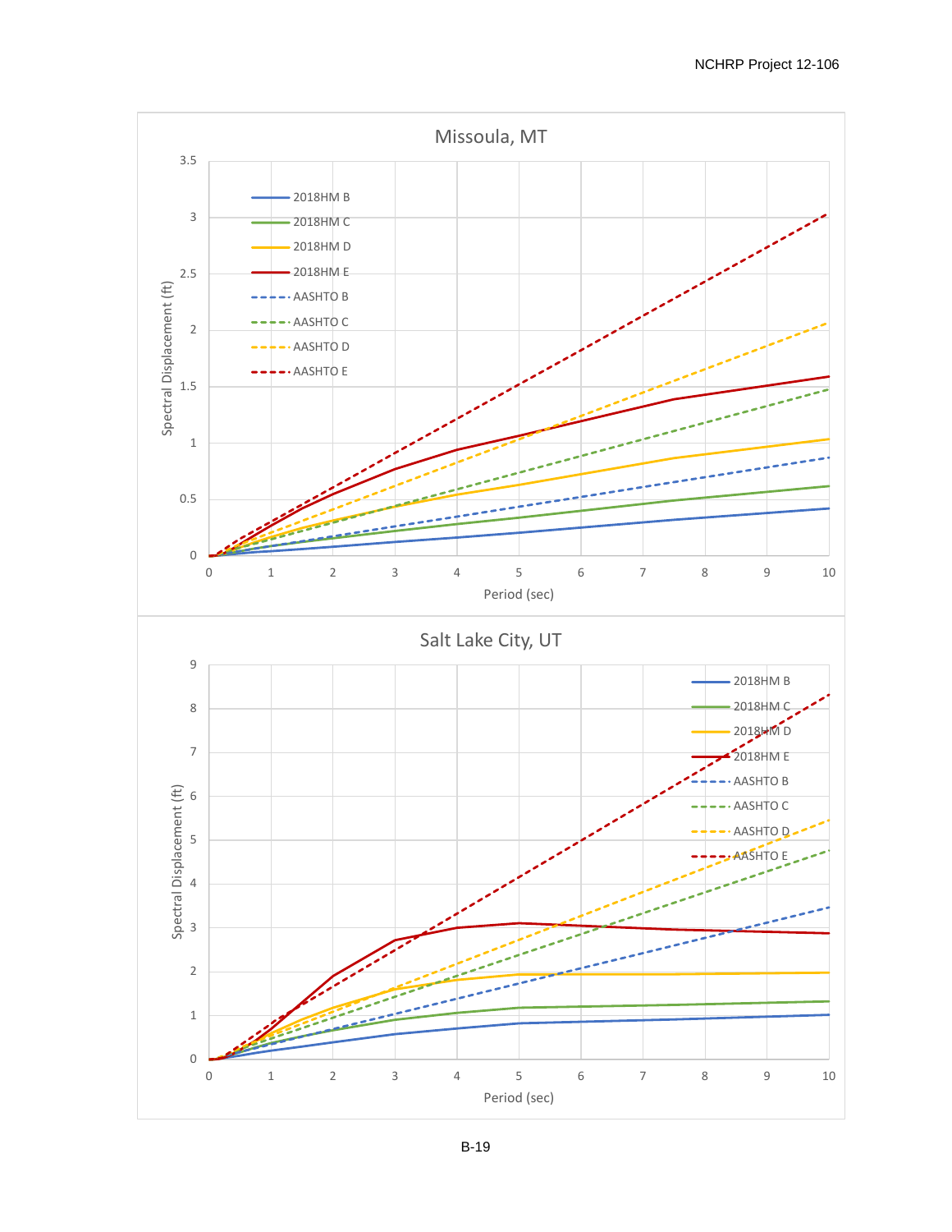Missoula, MT

Spectral Displacement (ft)

Period (sec)

- 2018HM B
- 2018HM C
- 2018HM D
- 2018HM E
- AASHTO B
- AASHTO C
- AASHTO D
- AASHTO E

Salt Lake City, UT

Spectral Displacement (ft)

Period (sec)

- 2018HM B
- 2018HM C
- 2018HM D
- 2018HM E
- AASHTO B
- AASHTO C
- AASHTO D
- AASHTO E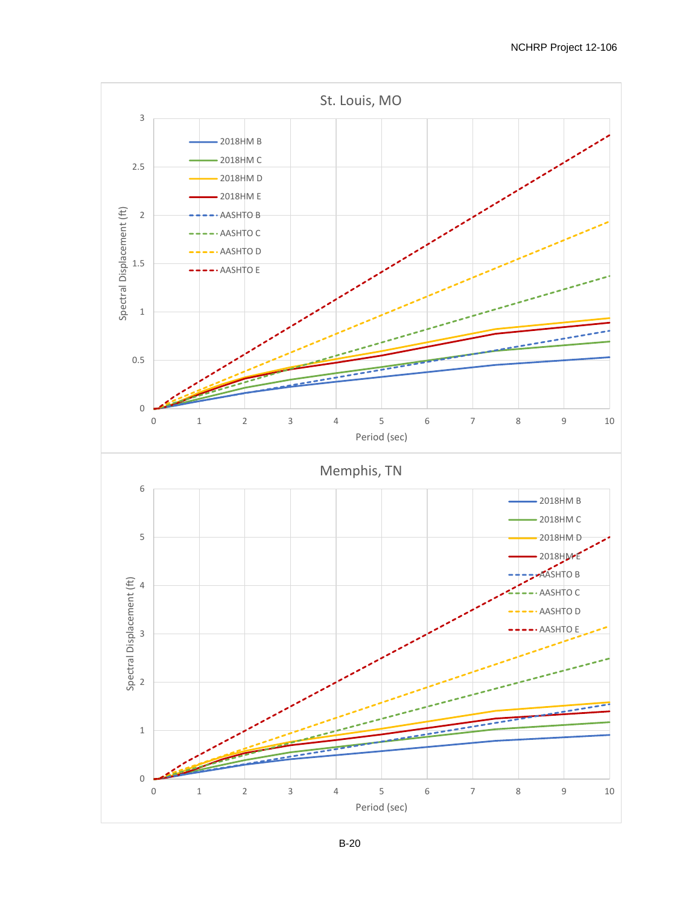St. Louis, MO

Spectral Displacement (ft) vs. Period (sec)

Legend: 2018HM B, 2018HM C, 2018HM D, 2018HM E, AASHTO B, AASHTO C, AASHTO D, AASHTO E

Memphis, TN

Spectral Displacement (ft) vs. Period (sec)

Legend: 2018HM B, 2018HM C, 2018HM D, 2018HM E, AASHTO B, AASHTO C, AASHTO D, AASHTO E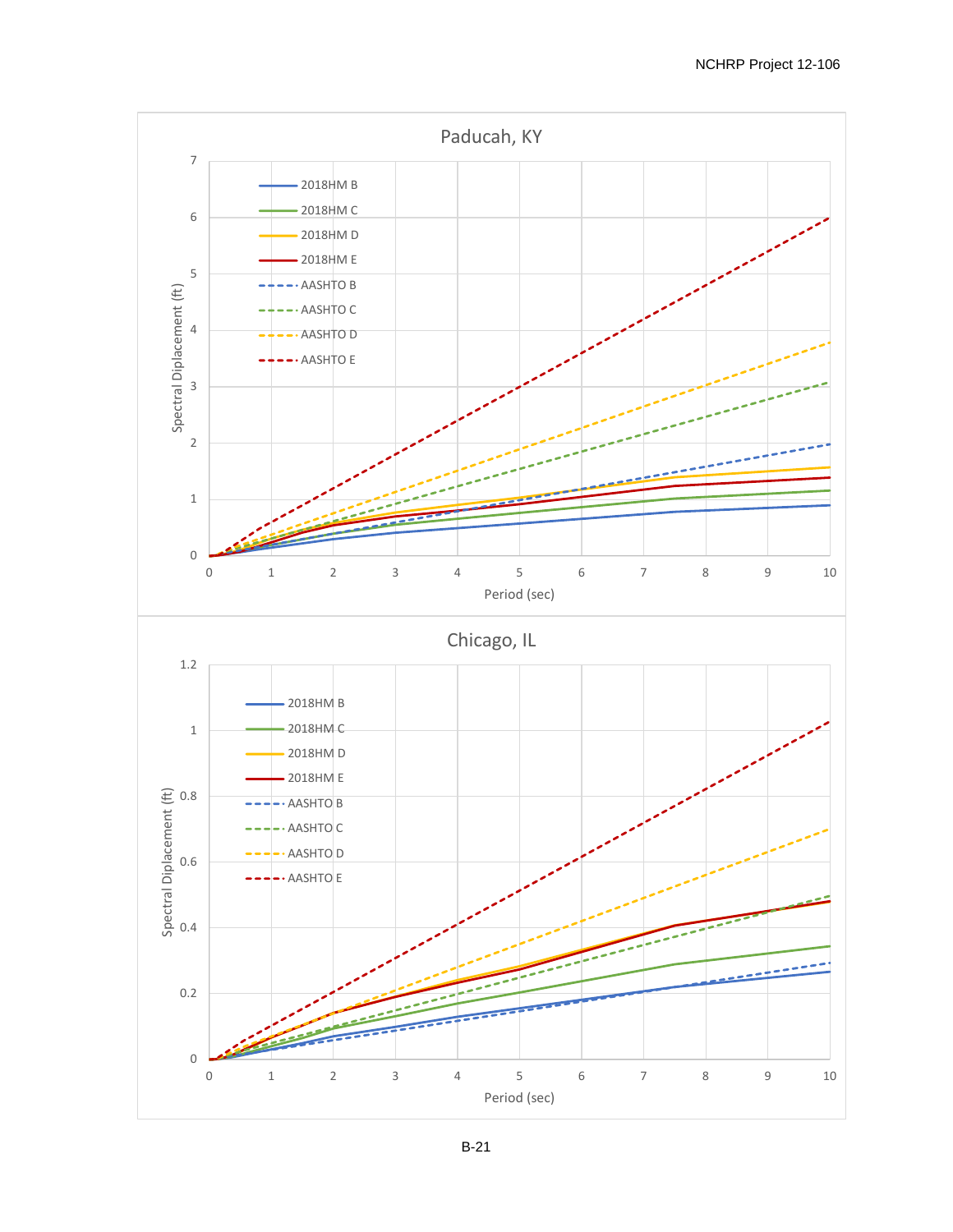## Paducah, KY

Spectral Diplacement (ft) vs. Period (sec)

- 2018HM B
- 2018HM C
- 2018HM D
- 2018HM E
- AASHTO B
- AASHTO C
- AASHTO D
- AASHTO E

## Chicago, IL

Spectral Diplacement (ft) vs. Period (sec)

- 2018HM B
- 2018HM C
- 2018HM D
- 2018HM E
- AASHTO B
- AASHTO C
- AASHTO D
- AASHTO E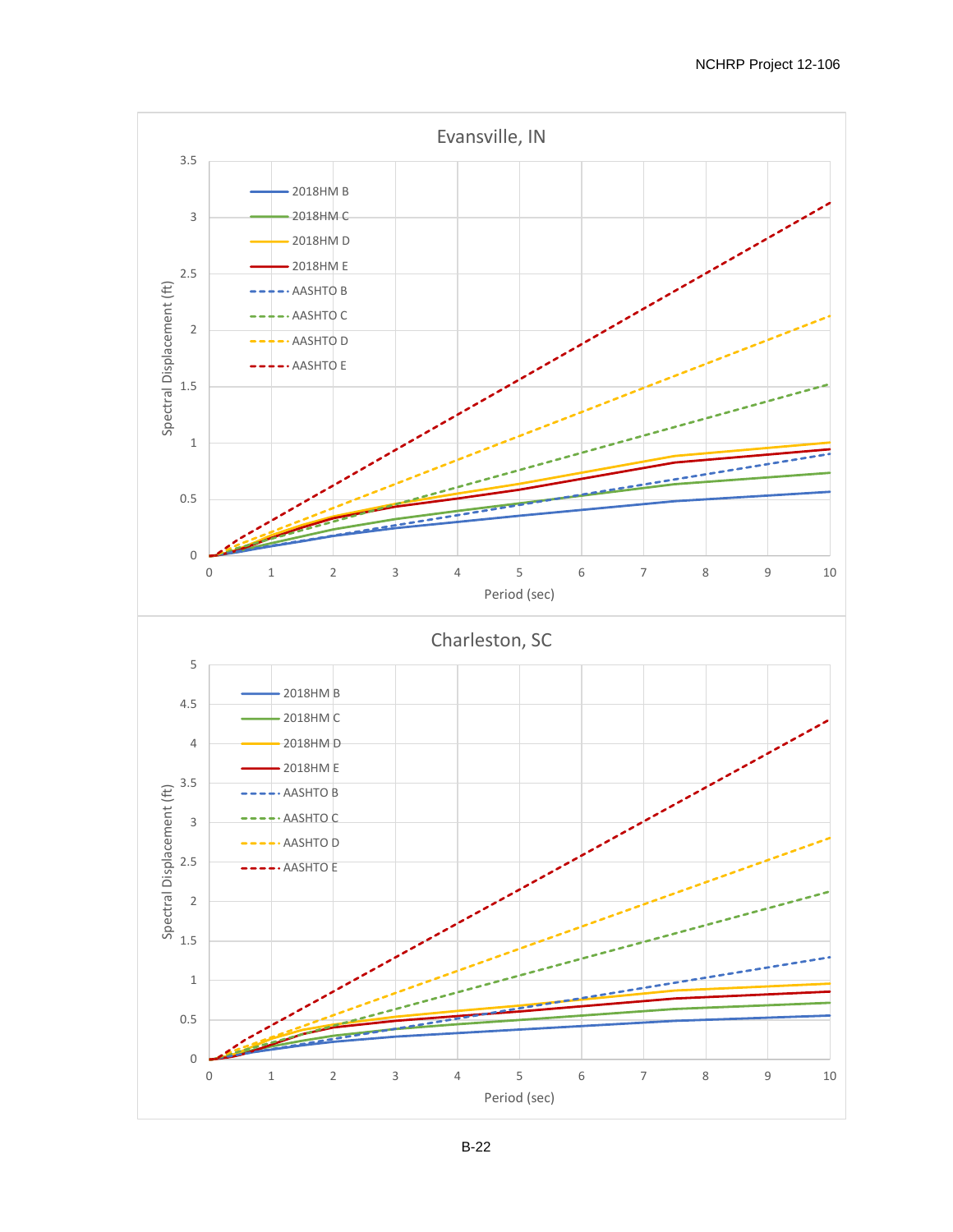**Evansville, IN**

Spectral Displacement (ft) vs. Period (sec)

Legend: 2018HM B, 2018HM C, 2018HM D, 2018HM E, AASHTO B, AASHTO C, AASHTO D, AASHTO E

**Charleston, SC**

Spectral Displacement (ft) vs. Period (sec)

Legend: 2018HM B, 2018HM C, 2018HM D, 2018HM E, AASHTO B, AASHTO C, AASHTO D, AASHTO E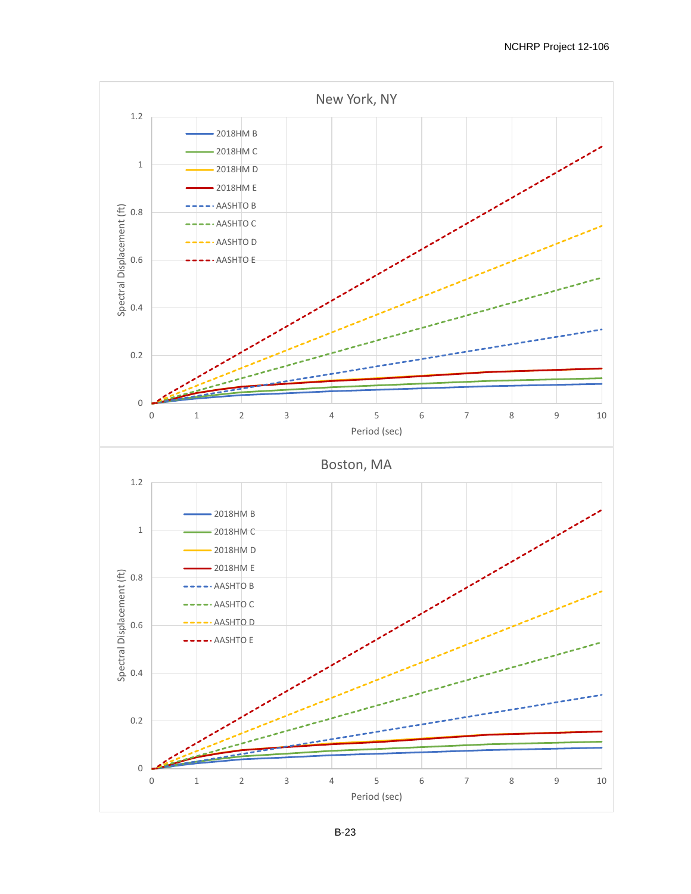New York, NY

1.2
1
0.8
0.6
0.4
0.2
0

Spectral Displacement (ft)

0 1 2 3 4 5 6 7 8 9 10

Period (sec)

2018HM B
2018HM C
2018HM D
2018HM E
AASHTO B
AASHTO C
AASHTO D
AASHTO E

Boston, MA

1.2
1
0.8
0.6
0.4
0.2
0

Spectral Displacement (ft)

0 1 2 3 4 5 6 7 8 9 10

Period (sec)

2018HM B
2018HM C
2018HM D
2018HM E
AASHTO B
AASHTO C
AASHTO D
AASHTO E